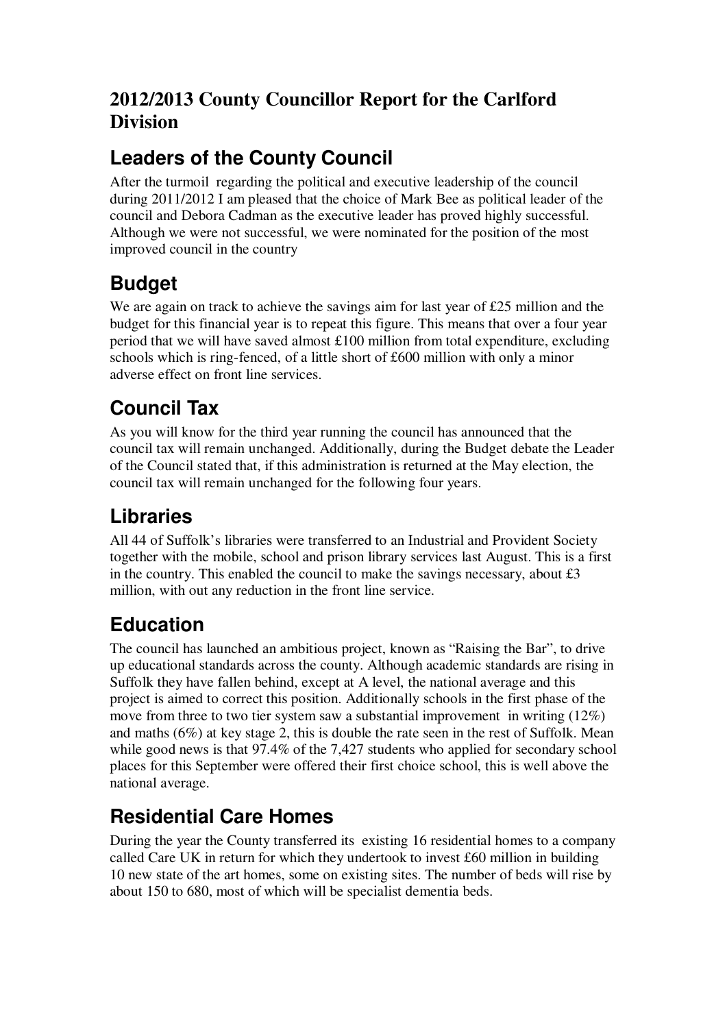# 2012/2013 County Councillor Report for the Carlford Division

## Leaders of the County Council

After the turmoil regarding the political and executive leadership of the council during 2011/2012 I am pleased that the choice of Mark Bee as political leader of the council and Debora Cadman as the executive leader has proved highly successful. Although we were not successful, we were nominated for the position of the most improved council in the country

## Budget

We are again on track to achieve the savings aim for last year of £25 million and the budget for this financial year is to repeat this figure. This means that over a four year period that we will have saved almost £100 million from total expenditure, excluding schools which is ring-fenced, of a little short of £600 million with only a minor adverse effect on front line services.

## Council Tax

As you will know for the third year running the council has announced that the council tax will remain unchanged. Additionally, during the Budget debate the Leader of the Council stated that, if this administration is returned at the May election, the council tax will remain unchanged for the following four years.

## Libraries

All 44 of Suffolk's libraries were transferred to an Industrial and Provident Society together with the mobile, school and prison library services last August. This is a first in the country. This enabled the council to make the savings necessary, about £3 million, with out any reduction in the front line service.

## Education

The council has launched an ambitious project, known as "Raising the Bar", to drive up educational standards across the county. Although academic standards are rising in Suffolk they have fallen behind, except at A level, the national average and this project is aimed to correct this position. Additionally schools in the first phase of the move from three to two tier system saw a substantial improvement in writing (12%) and maths (6%) at key stage 2, this is double the rate seen in the rest of Suffolk. Mean while good news is that 97.4% of the 7,427 students who applied for secondary school places for this September were offered their first choice school, this is well above the national average.

## Residential Care Homes

During the year the County transferred its existing 16 residential homes to a company called Care UK in return for which they undertook to invest £60 million in building 10 new state of the art homes, some on existing sites. The number of beds will rise by about 150 to 680, most of which will be specialist dementia beds.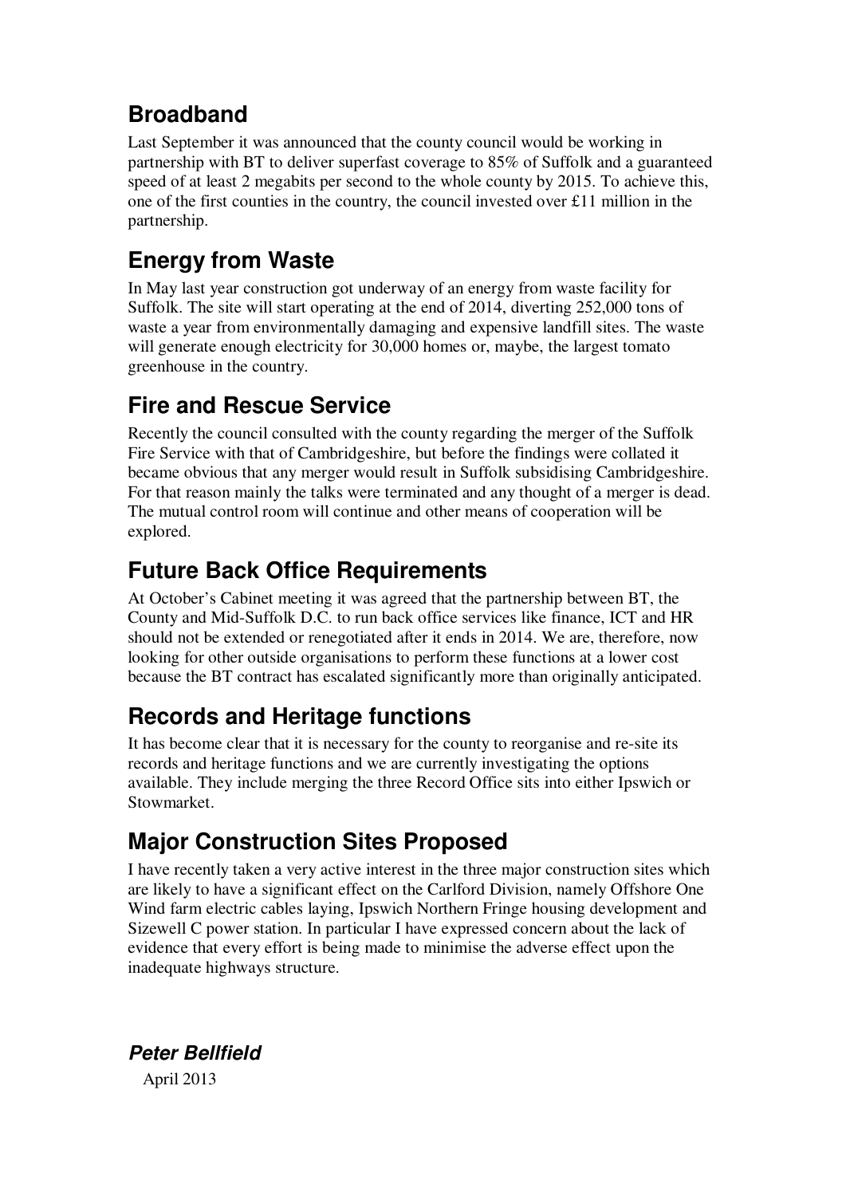## Broadband

Last September it was announced that the county council would be working in partnership with BT to deliver superfast coverage to 85% of Suffolk and a guaranteed speed of at least 2 megabits per second to the whole county by 2015. To achieve this, one of the first counties in the country, the council invested over £11 million in the partnership.

## Energy from Waste

In May last year construction got underway of an energy from waste facility for Suffolk. The site will start operating at the end of 2014, diverting 252,000 tons of waste a year from environmentally damaging and expensive landfill sites. The waste will generate enough electricity for 30,000 homes or, maybe, the largest tomato greenhouse in the country.

## Fire and Rescue Service

Recently the council consulted with the county regarding the merger of the Suffolk Fire Service with that of Cambridgeshire, but before the findings were collated it became obvious that any merger would result in Suffolk subsidising Cambridgeshire. For that reason mainly the talks were terminated and any thought of a merger is dead. The mutual control room will continue and other means of cooperation will be explored.

## Future Back Office Requirements

At October's Cabinet meeting it was agreed that the partnership between BT, the County and Mid-Suffolk D.C. to run back office services like finance, ICT and HR should not be extended or renegotiated after it ends in 2014. We are, therefore, now looking for other outside organisations to perform these functions at a lower cost because the BT contract has escalated significantly more than originally anticipated.

## Records and Heritage functions

It has become clear that it is necessary for the county to reorganise and re-site its records and heritage functions and we are currently investigating the options available. They include merging the three Record Office sits into either Ipswich or Stowmarket.

## Major Construction Sites Proposed

I have recently taken a very active interest in the three major construction sites which are likely to have a significant effect on the Carlford Division, namely Offshore One Wind farm electric cables laying, Ipswich Northern Fringe housing development and Sizewell C power station. In particular I have expressed concern about the lack of evidence that every effort is being made to minimise the adverse effect upon the inadequate highways structure.

***Peter Bellfield***

April 2013